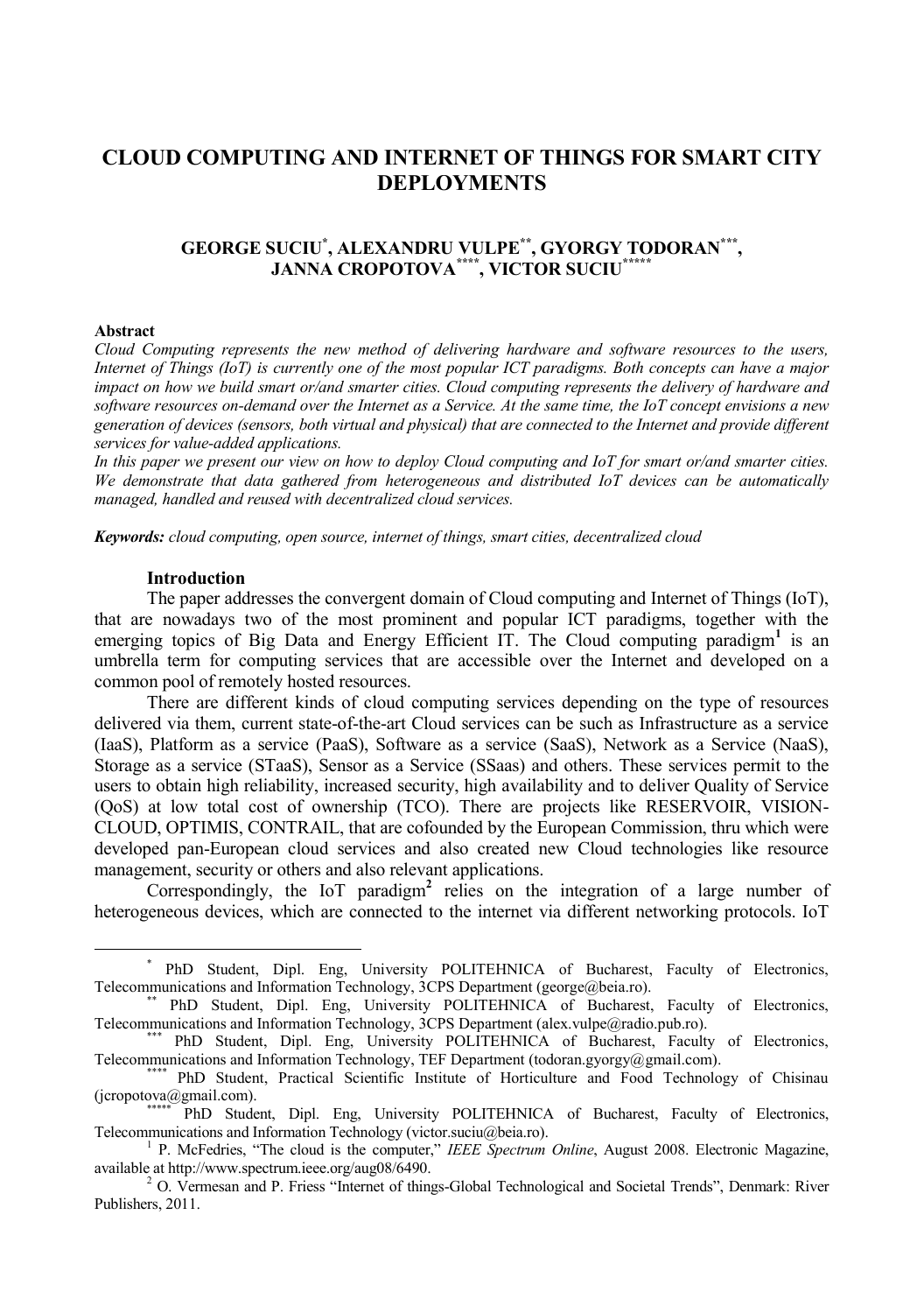# CLOUD COMPUTING AND INTERNET OF THINGS FOR SMART CITY DEPLOYMENTS

**GEORGE SUCIU[*], ALEXANDRU VULPE[**], GYORGY TODORAN[***], JANNA CROPOTOVA[****], VICTOR SUCIU[*****]**

**Abstract**

*Cloud Computing represents the new method of delivering hardware and software resources to the users, Internet of Things (IoT) is currently one of the most popular ICT paradigms. Both concepts can have a major impact on how we build smart or/and smarter cities. Cloud computing represents the delivery of hardware and software resources on-demand over the Internet as a Service. At the same time, the IoT concept envisions a new generation of devices (sensors, both virtual and physical) that are connected to the Internet and provide different services for value-added applications.*

*In this paper we present our view on how to deploy Cloud computing and IoT for smart or/and smarter cities. We demonstrate that data gathered from heterogeneous and distributed IoT devices can be automatically managed, handled and reused with decentralized cloud services.*

***Keywords:*** *cloud computing, open source, internet of things, smart cities, decentralized cloud*

## Introduction

The paper addresses the convergent domain of Cloud computing and Internet of Things (IoT), that are nowadays two of the most prominent and popular ICT paradigms, together with the emerging topics of Big Data and Energy Efficient IT. The Cloud computing paradigm[1] is an umbrella term for computing services that are accessible over the Internet and developed on a common pool of remotely hosted resources.

There are different kinds of cloud computing services depending on the type of resources delivered via them, current state-of-the-art Cloud services can be such as Infrastructure as a service (IaaS), Platform as a service (PaaS), Software as a service (SaaS), Network as a Service (NaaS), Storage as a service (STaaS), Sensor as a Service (SSaas) and others. These services permit to the users to obtain high reliability, increased security, high availability and to deliver Quality of Service (QoS) at low total cost of ownership (TCO). There are projects like RESERVOIR, VISION-CLOUD, OPTIMIS, CONTRAIL, that are cofounded by the European Commission, thru which were developed pan-European cloud services and also created new Cloud technologies like resource management, security or others and also relevant applications.

Correspondingly, the IoT paradigm[2] relies on the integration of a large number of heterogeneous devices, which are connected to the internet via different networking protocols. IoT

---

[*] PhD Student, Dipl. Eng, University POLITEHNICA of Bucharest, Faculty of Electronics, Telecommunications and Information Technology, 3CPS Department (george@beia.ro).

[**] PhD Student, Dipl. Eng, University POLITEHNICA of Bucharest, Faculty of Electronics, Telecommunications and Information Technology, 3CPS Department (alex.vulpe@radio.pub.ro).

[***] PhD Student, Dipl. Eng, University POLITEHNICA of Bucharest, Faculty of Electronics, Telecommunications and Information Technology, TEF Department (todoran.gyorgy@gmail.com).

[****] PhD Student, Practical Scientific Institute of Horticulture and Food Technology of Chisinau (jcropotova@gmail.com).

[*****] PhD Student, Dipl. Eng, University POLITEHNICA of Bucharest, Faculty of Electronics, Telecommunications and Information Technology (victor.suciu@beia.ro).

[1] P. McFedries, "The cloud is the computer," *IEEE Spectrum Online*, August 2008. Electronic Magazine, available at http://www.spectrum.ieee.org/aug08/6490.

[2] O. Vermesan and P. Friess "Internet of things-Global Technological and Societal Trends", Denmark: River Publishers, 2011.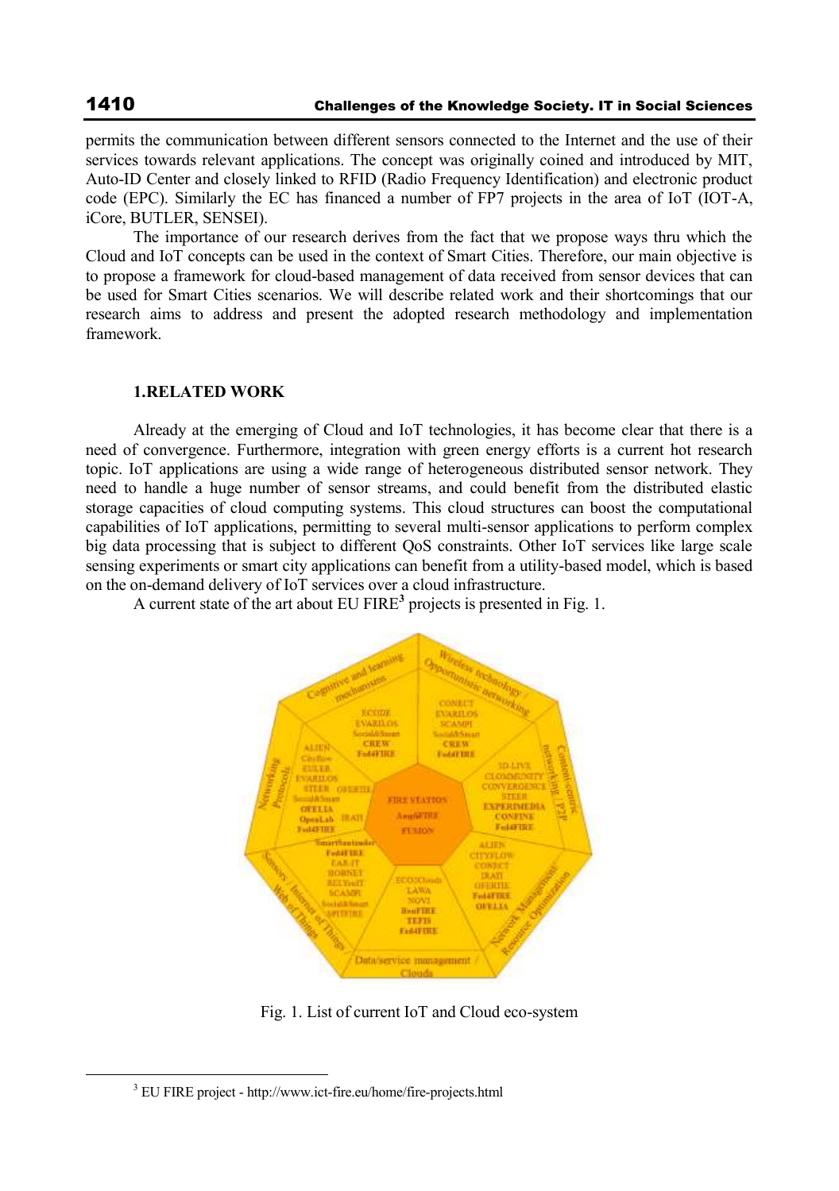permits the communication between different sensors connected to the Internet and the use of their services towards relevant applications. The concept was originally coined and introduced by MIT, Auto-ID Center and closely linked to RFID (Radio Frequency Identification) and electronic product code (EPC). Similarly the EC has financed a number of FP7 projects in the area of IoT (IOT-A, iCore, BUTLER, SENSEI).

The importance of our research derives from the fact that we propose ways thru which the Cloud and IoT concepts can be used in the context of Smart Cities. Therefore, our main objective is to propose a framework for cloud-based management of data received from sensor devices that can be used for Smart Cities scenarios. We will describe related work and their shortcomings that our research aims to address and present the adopted research methodology and implementation framework.

## 1.RELATED WORK

Already at the emerging of Cloud and IoT technologies, it has become clear that there is a need of convergence. Furthermore, integration with green energy efforts is a current hot research topic. IoT applications are using a wide range of heterogeneous distributed sensor network. They need to handle a huge number of sensor streams, and could benefit from the distributed elastic storage capacities of cloud computing systems. This cloud structures can boost the computational capabilities of IoT applications, permitting to several multi-sensor applications to perform complex big data processing that is subject to different QoS constraints. Other IoT services like large scale sensing experiments or smart city applications can benefit from a utility-based model, which is based on the on-demand delivery of IoT services over a cloud infrastructure.

A current state of the art about EU FIRE[3] projects is presented in Fig. 1.

Fig. 1. List of current IoT and Cloud eco-system

[3] EU FIRE project - http://www.ict-fire.eu/home/fire-projects.html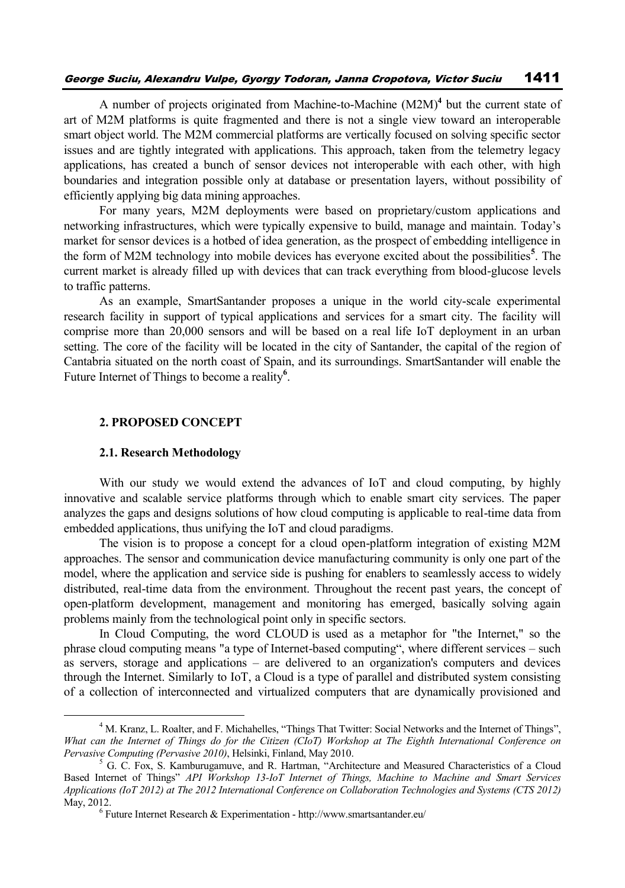A number of projects originated from Machine-to-Machine (M2M)[4] but the current state of art of M2M platforms is quite fragmented and there is not a single view toward an interoperable smart object world. The M2M commercial platforms are vertically focused on solving specific sector issues and are tightly integrated with applications. This approach, taken from the telemetry legacy applications, has created a bunch of sensor devices not interoperable with each other, with high boundaries and integration possible only at database or presentation layers, without possibility of efficiently applying big data mining approaches.

For many years, M2M deployments were based on proprietary/custom applications and networking infrastructures, which were typically expensive to build, manage and maintain. Today's market for sensor devices is a hotbed of idea generation, as the prospect of embedding intelligence in the form of M2M technology into mobile devices has everyone excited about the possibilities[5]. The current market is already filled up with devices that can track everything from blood-glucose levels to traffic patterns.

As an example, SmartSantander proposes a unique in the world city-scale experimental research facility in support of typical applications and services for a smart city. The facility will comprise more than 20,000 sensors and will be based on a real life IoT deployment in an urban setting. The core of the facility will be located in the city of Santander, the capital of the region of Cantabria situated on the north coast of Spain, and its surroundings. SmartSantander will enable the Future Internet of Things to become a reality[6].

## 2. PROPOSED CONCEPT

### 2.1. Research Methodology

With our study we would extend the advances of IoT and cloud computing, by highly innovative and scalable service platforms through which to enable smart city services. The paper analyzes the gaps and designs solutions of how cloud computing is applicable to real-time data from embedded applications, thus unifying the IoT and cloud paradigms.

The vision is to propose a concept for a cloud open-platform integration of existing M2M approaches. The sensor and communication device manufacturing community is only one part of the model, where the application and service side is pushing for enablers to seamlessly access to widely distributed, real-time data from the environment. Throughout the recent past years, the concept of open-platform development, management and monitoring has emerged, basically solving again problems mainly from the technological point only in specific sectors.

In Cloud Computing, the word CLOUD is used as a metaphor for "the Internet," so the phrase cloud computing means "a type of Internet-based computing", where different services – such as servers, storage and applications – are delivered to an organization's computers and devices through the Internet. Similarly to IoT, a Cloud is a type of parallel and distributed system consisting of a collection of interconnected and virtualized computers that are dynamically provisioned and

---

[4] M. Kranz, L. Roalter, and F. Michahelles, "Things That Twitter: Social Networks and the Internet of Things", *What can the Internet of Things do for the Citizen (CIoT) Workshop at The Eighth International Conference on Pervasive Computing (Pervasive 2010)*, Helsinki, Finland, May 2010.

[5] G. C. Fox, S. Kamburugamuve, and R. Hartman, "Architecture and Measured Characteristics of a Cloud Based Internet of Things" *API Workshop 13-IoT Internet of Things, Machine to Machine and Smart Services Applications (IoT 2012) at The 2012 International Conference on Collaboration Technologies and Systems (CTS 2012)* May, 2012.

[6] Future Internet Research & Experimentation - http://www.smartsantander.eu/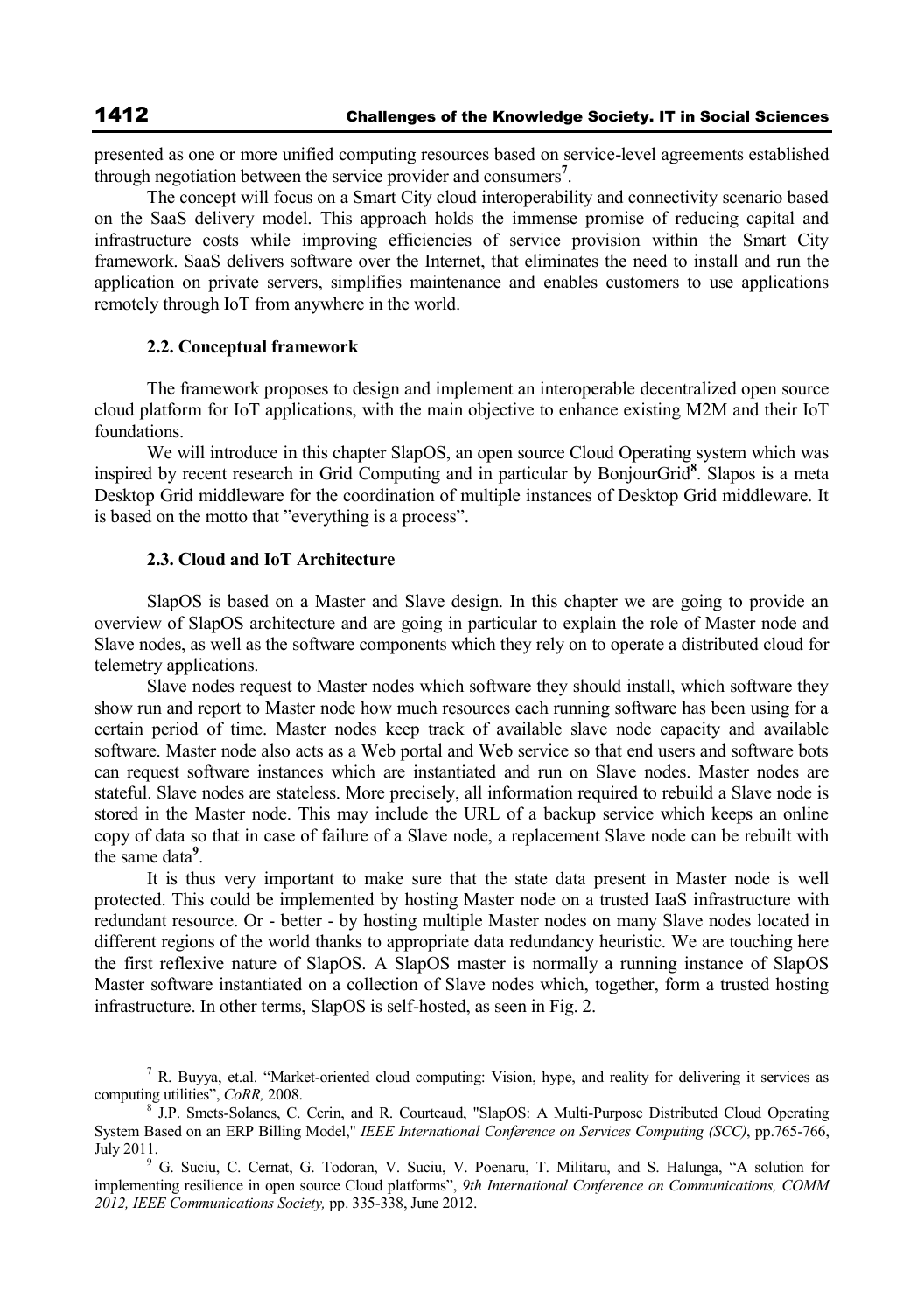presented as one or more unified computing resources based on service-level agreements established through negotiation between the service provider and consumers[7].

The concept will focus on a Smart City cloud interoperability and connectivity scenario based on the SaaS delivery model. This approach holds the immense promise of reducing capital and infrastructure costs while improving efficiencies of service provision within the Smart City framework. SaaS delivers software over the Internet, that eliminates the need to install and run the application on private servers, simplifies maintenance and enables customers to use applications remotely through IoT from anywhere in the world.

### 2.2. Conceptual framework

The framework proposes to design and implement an interoperable decentralized open source cloud platform for IoT applications, with the main objective to enhance existing M2M and their IoT foundations.

We will introduce in this chapter SlapOS, an open source Cloud Operating system which was inspired by recent research in Grid Computing and in particular by BonjourGrid[8]. Slapos is a meta Desktop Grid middleware for the coordination of multiple instances of Desktop Grid middleware. It is based on the motto that "everything is a process".

### 2.3. Cloud and IoT Architecture

SlapOS is based on a Master and Slave design. In this chapter we are going to provide an overview of SlapOS architecture and are going in particular to explain the role of Master node and Slave nodes, as well as the software components which they rely on to operate a distributed cloud for telemetry applications.

Slave nodes request to Master nodes which software they should install, which software they show run and report to Master node how much resources each running software has been using for a certain period of time. Master nodes keep track of available slave node capacity and available software. Master node also acts as a Web portal and Web service so that end users and software bots can request software instances which are instantiated and run on Slave nodes. Master nodes are stateful. Slave nodes are stateless. More precisely, all information required to rebuild a Slave node is stored in the Master node. This may include the URL of a backup service which keeps an online copy of data so that in case of failure of a Slave node, a replacement Slave node can be rebuilt with the same data[9].

It is thus very important to make sure that the state data present in Master node is well protected. This could be implemented by hosting Master node on a trusted IaaS infrastructure with redundant resource. Or - better - by hosting multiple Master nodes on many Slave nodes located in different regions of the world thanks to appropriate data redundancy heuristic. We are touching here the first reflexive nature of SlapOS. A SlapOS master is normally a running instance of SlapOS Master software instantiated on a collection of Slave nodes which, together, form a trusted hosting infrastructure. In other terms, SlapOS is self-hosted, as seen in Fig. 2.

---

[7] R. Buyya, et.al. "Market-oriented cloud computing: Vision, hype, and reality for delivering it services as computing utilities", *CoRR,* 2008.

[8] J.P. Smets-Solanes, C. Cerin, and R. Courteaud, "SlapOS: A Multi-Purpose Distributed Cloud Operating System Based on an ERP Billing Model," *IEEE International Conference on Services Computing (SCC)*, pp.765-766, July 2011.

[9] G. Suciu, C. Cernat, G. Todoran, V. Suciu, V. Poenaru, T. Militaru, and S. Halunga, "A solution for implementing resilience in open source Cloud platforms", *9th International Conference on Communications, COMM 2012, IEEE Communications Society,* pp. 335-338, June 2012.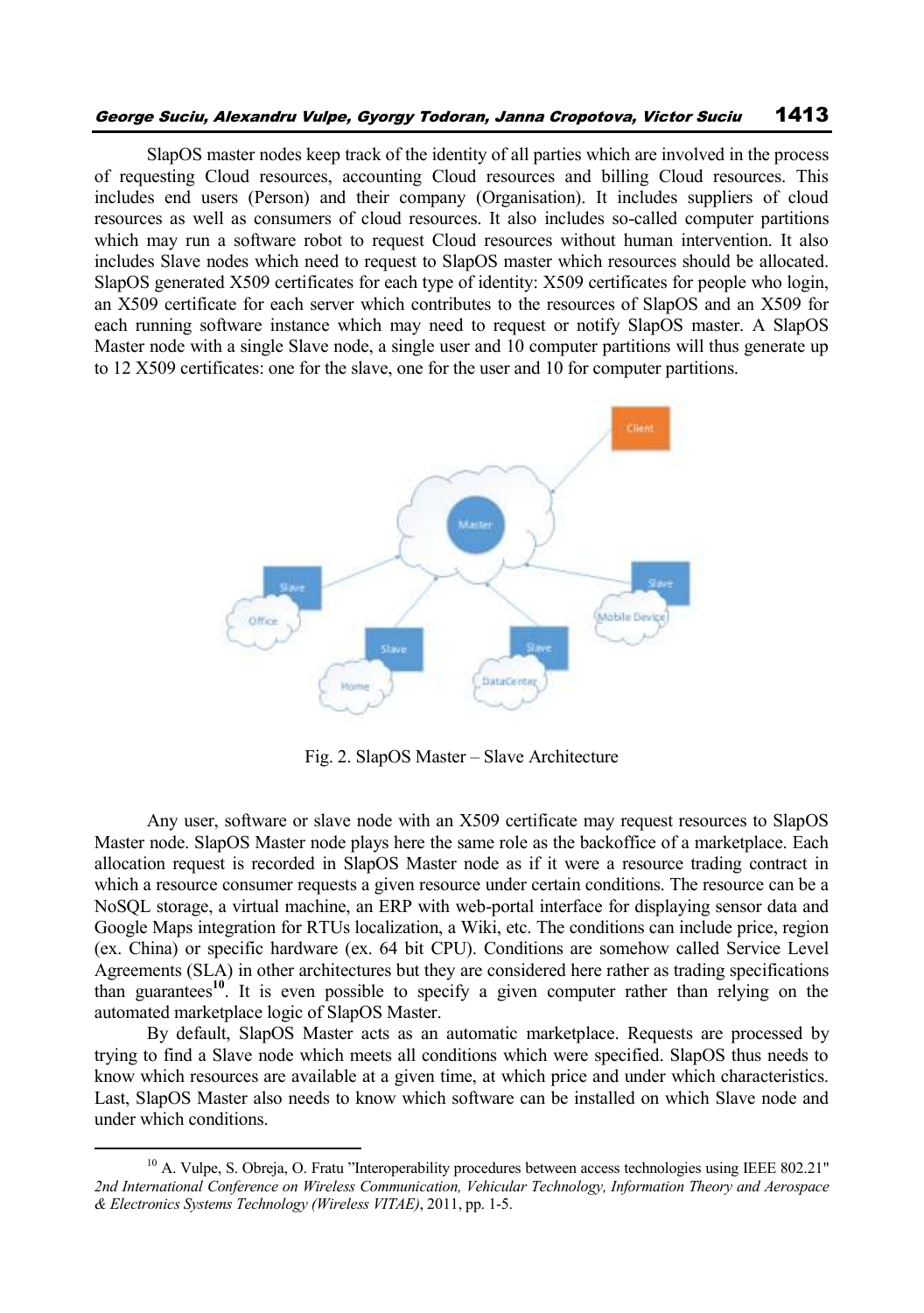SlapOS master nodes keep track of the identity of all parties which are involved in the process of requesting Cloud resources, accounting Cloud resources and billing Cloud resources. This includes end users (Person) and their company (Organisation). It includes suppliers of cloud resources as well as consumers of cloud resources. It also includes so-called computer partitions which may run a software robot to request Cloud resources without human intervention. It also includes Slave nodes which need to request to SlapOS master which resources should be allocated. SlapOS generated X509 certificates for each type of identity: X509 certificates for people who login, an X509 certificate for each server which contributes to the resources of SlapOS and an X509 for each running software instance which may need to request or notify SlapOS master. A SlapOS Master node with a single Slave node, a single user and 10 computer partitions will thus generate up to 12 X509 certificates: one for the slave, one for the user and 10 for computer partitions.

Fig. 2. SlapOS Master – Slave Architecture

Any user, software or slave node with an X509 certificate may request resources to SlapOS Master node. SlapOS Master node plays here the same role as the backoffice of a marketplace. Each allocation request is recorded in SlapOS Master node as if it were a resource trading contract in which a resource consumer requests a given resource under certain conditions. The resource can be a NoSQL storage, a virtual machine, an ERP with web-portal interface for displaying sensor data and Google Maps integration for RTUs localization, a Wiki, etc. The conditions can include price, region (ex. China) or specific hardware (ex. 64 bit CPU). Conditions are somehow called Service Level Agreements (SLA) in other architectures but they are considered here rather as trading specifications than guarantees[10]. It is even possible to specify a given computer rather than relying on the automated marketplace logic of SlapOS Master.

By default, SlapOS Master acts as an automatic marketplace. Requests are processed by trying to find a Slave node which meets all conditions which were specified. SlapOS thus needs to know which resources are available at a given time, at which price and under which characteristics. Last, SlapOS Master also needs to know which software can be installed on which Slave node and under which conditions.

---

[10] A. Vulpe, S. Obreja, O. Fratu "Interoperability procedures between access technologies using IEEE 802.21" *2nd International Conference on Wireless Communication, Vehicular Technology, Information Theory and Aerospace & Electronics Systems Technology (Wireless VITAE)*, 2011, pp. 1-5.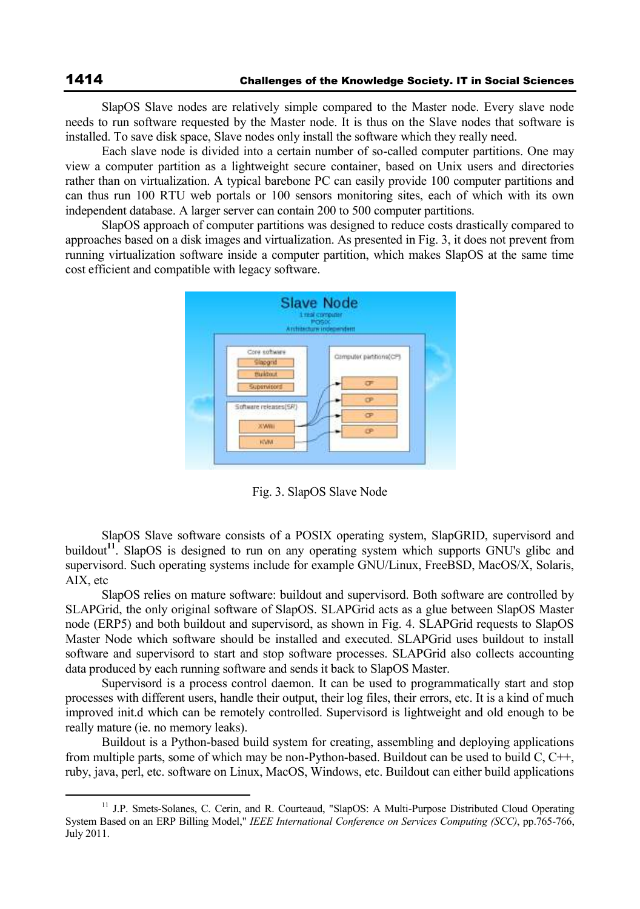SlapOS Slave nodes are relatively simple compared to the Master node. Every slave node needs to run software requested by the Master node. It is thus on the Slave nodes that software is installed. To save disk space, Slave nodes only install the software which they really need.

Each slave node is divided into a certain number of so-called computer partitions. One may view a computer partition as a lightweight secure container, based on Unix users and directories rather than on virtualization. A typical barebone PC can easily provide 100 computer partitions and can thus run 100 RTU web portals or 100 sensors monitoring sites, each of which with its own independent database. A larger server can contain 200 to 500 computer partitions.

SlapOS approach of computer partitions was designed to reduce costs drastically compared to approaches based on a disk images and virtualization. As presented in Fig. 3, it does not prevent from running virtualization software inside a computer partition, which makes SlapOS at the same time cost efficient and compatible with legacy software.

Fig. 3. SlapOS Slave Node

SlapOS Slave software consists of a POSIX operating system, SlapGRID, supervisord and buildout[11]. SlapOS is designed to run on any operating system which supports GNU's glibc and supervisord. Such operating systems include for example GNU/Linux, FreeBSD, MacOS/X, Solaris, AIX, etc

SlapOS relies on mature software: buildout and supervisord. Both software are controlled by SLAPGrid, the only original software of SlapOS. SLAPGrid acts as a glue between SlapOS Master node (ERP5) and both buildout and supervisord, as shown in Fig. 4. SLAPGrid requests to SlapOS Master Node which software should be installed and executed. SLAPGrid uses buildout to install software and supervisord to start and stop software processes. SLAPGrid also collects accounting data produced by each running software and sends it back to SlapOS Master.

Supervisord is a process control daemon. It can be used to programmatically start and stop processes with different users, handle their output, their log files, their errors, etc. It is a kind of much improved init.d which can be remotely controlled. Supervisord is lightweight and old enough to be really mature (ie. no memory leaks).

Buildout is a Python-based build system for creating, assembling and deploying applications from multiple parts, some of which may be non-Python-based. Buildout can be used to build C, C++, ruby, java, perl, etc. software on Linux, MacOS, Windows, etc. Buildout can either build applications

[11] J.P. Smets-Solanes, C. Cerin, and R. Courteaud, "SlapOS: A Multi-Purpose Distributed Cloud Operating System Based on an ERP Billing Model," *IEEE International Conference on Services Computing (SCC)*, pp.765-766, July 2011.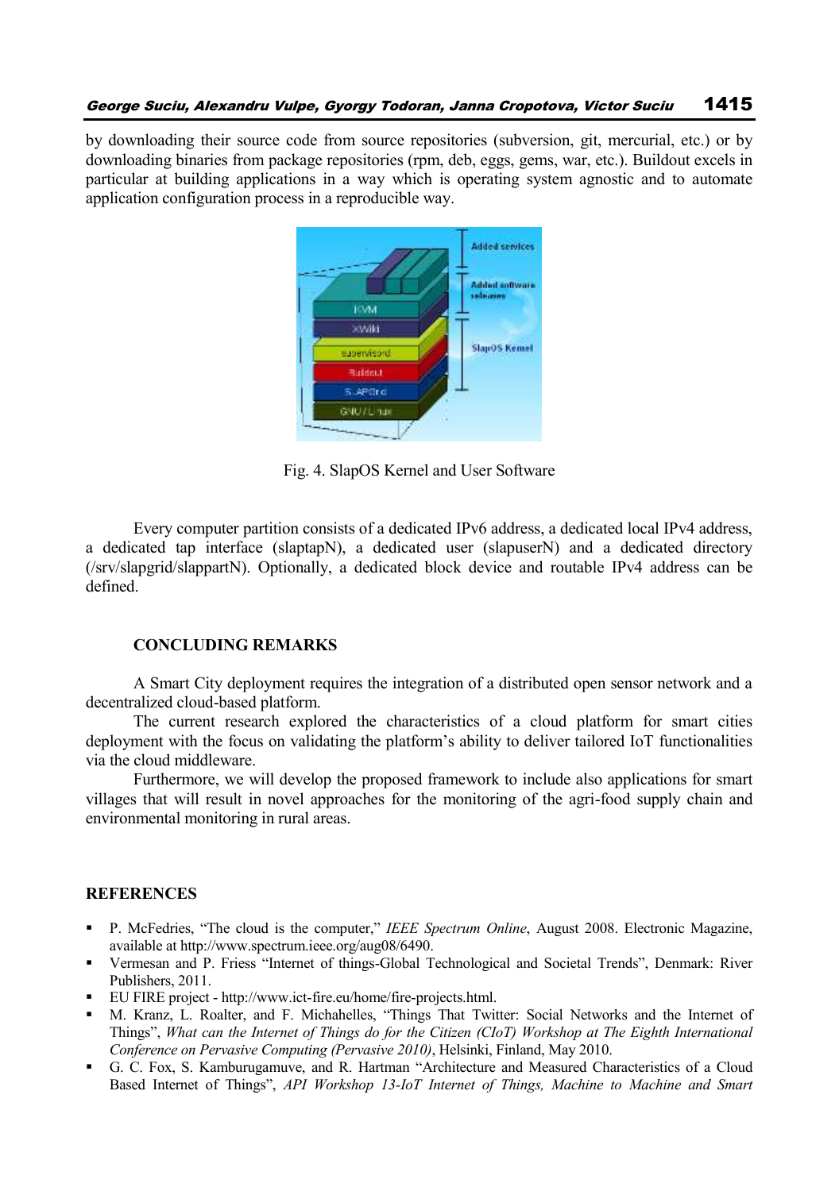by downloading their source code from source repositories (subversion, git, mercurial, etc.) or by downloading binaries from package repositories (rpm, deb, eggs, gems, war, etc.). Buildout excels in particular at building applications in a way which is operating system agnostic and to automate application configuration process in a reproducible way.

Fig. 4. SlapOS Kernel and User Software

Every computer partition consists of a dedicated IPv6 address, a dedicated local IPv4 address, a dedicated tap interface (slaptapN), a dedicated user (slapuserN) and a dedicated directory (/srv/slapgrid/slappartN). Optionally, a dedicated block device and routable IPv4 address can be defined.

## CONCLUDING REMARKS

A Smart City deployment requires the integration of a distributed open sensor network and a decentralized cloud-based platform.

The current research explored the characteristics of a cloud platform for smart cities deployment with the focus on validating the platform's ability to deliver tailored IoT functionalities via the cloud middleware.

Furthermore, we will develop the proposed framework to include also applications for smart villages that will result in novel approaches for the monitoring of the agri-food supply chain and environmental monitoring in rural areas.

## REFERENCES

- P. McFedries, "The cloud is the computer," *IEEE Spectrum Online*, August 2008. Electronic Magazine, available at http://www.spectrum.ieee.org/aug08/6490.
- Vermesan and P. Friess "Internet of things-Global Technological and Societal Trends", Denmark: River Publishers, 2011.
- EU FIRE project - http://www.ict-fire.eu/home/fire-projects.html.
- M. Kranz, L. Roalter, and F. Michahelles, "Things That Twitter: Social Networks and the Internet of Things", *What can the Internet of Things do for the Citizen (CIoT) Workshop at The Eighth International Conference on Pervasive Computing (Pervasive 2010)*, Helsinki, Finland, May 2010.
- G. C. Fox, S. Kamburugamuve, and R. Hartman "Architecture and Measured Characteristics of a Cloud Based Internet of Things", *API Workshop 13-IoT Internet of Things, Machine to Machine and Smart*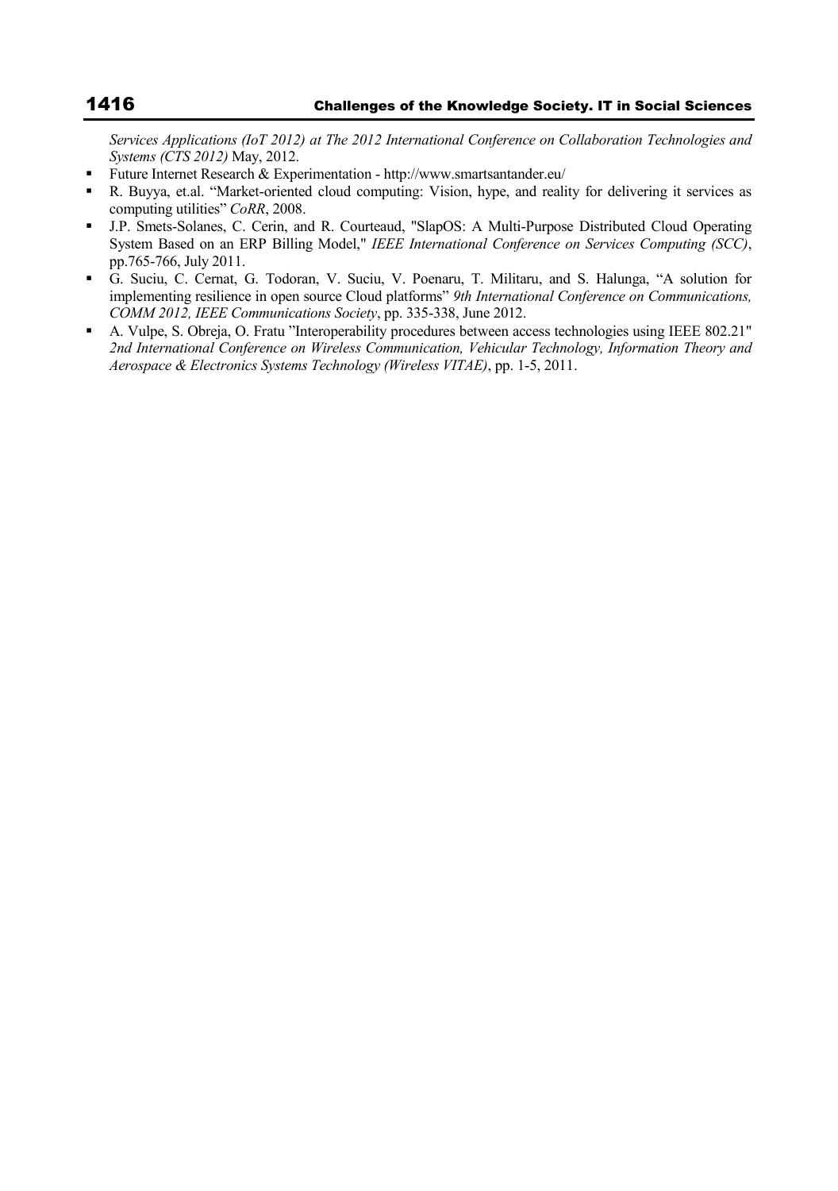*Services Applications (IoT 2012) at The 2012 International Conference on Collaboration Technologies and Systems (CTS 2012)* May, 2012.

- Future Internet Research & Experimentation - http://www.smartsantander.eu/
- R. Buyya, et.al. "Market-oriented cloud computing: Vision, hype, and reality for delivering it services as computing utilities" *CoRR*, 2008.
- J.P. Smets-Solanes, C. Cerin, and R. Courteaud, "SlapOS: A Multi-Purpose Distributed Cloud Operating System Based on an ERP Billing Model," *IEEE International Conference on Services Computing (SCC)*, pp.765-766, July 2011.
- G. Suciu, C. Cernat, G. Todoran, V. Suciu, V. Poenaru, T. Militaru, and S. Halunga, "A solution for implementing resilience in open source Cloud platforms" *9th International Conference on Communications, COMM 2012, IEEE Communications Society*, pp. 335-338, June 2012.
- A. Vulpe, S. Obreja, O. Fratu "Interoperability procedures between access technologies using IEEE 802.21" *2nd International Conference on Wireless Communication, Vehicular Technology, Information Theory and Aerospace & Electronics Systems Technology (Wireless VITAE)*, pp. 1-5, 2011.